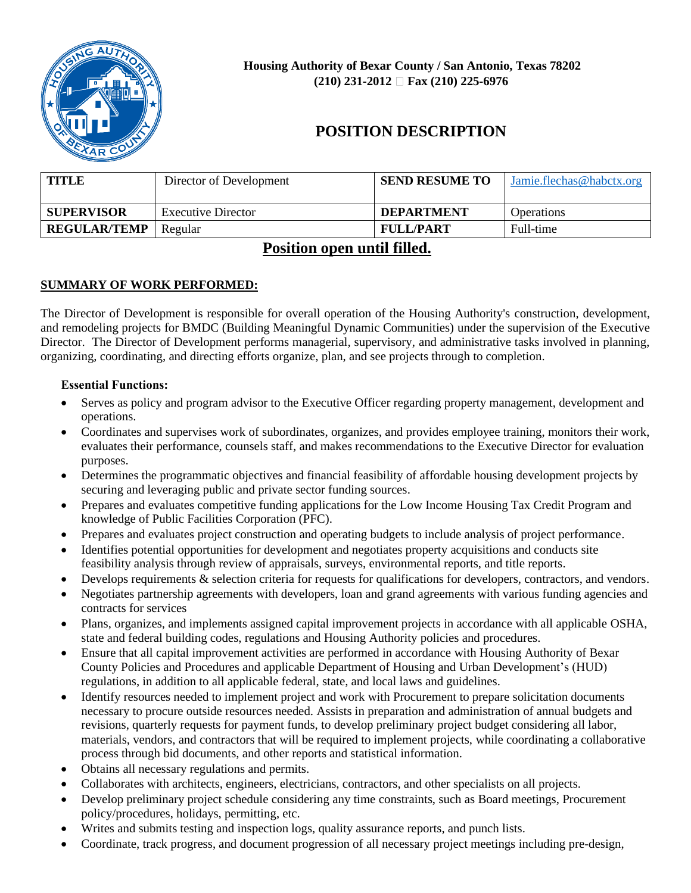**Housing Authority of Bexar County / San Antonio, Texas 78202**
**(210) 231-2012 Fax (210) 225-6976**

# POSITION DESCRIPTION

| **TITLE** | Director of Development | **SEND RESUME TO** | Jamie.flechas@habctx.org |
|---|---|---|---|
| **SUPERVISOR** | Executive Director | **DEPARTMENT** | Operations |
| **REGULAR/TEMP** | Regular | **FULL/PART** | Full-time |

**Position open until filled.**

## SUMMARY OF WORK PERFORMED:

The Director of Development is responsible for overall operation of the Housing Authority's construction, development, and remodeling projects for BMDC (Building Meaningful Dynamic Communities) under the supervision of the Executive Director. The Director of Development performs managerial, supervisory, and administrative tasks involved in planning, organizing, coordinating, and directing efforts organize, plan, and see projects through to completion.

### Essential Functions:

- Serves as policy and program advisor to the Executive Officer regarding property management, development and operations.
- Coordinates and supervises work of subordinates, organizes, and provides employee training, monitors their work, evaluates their performance, counsels staff, and makes recommendations to the Executive Director for evaluation purposes.
- Determines the programmatic objectives and financial feasibility of affordable housing development projects by securing and leveraging public and private sector funding sources.
- Prepares and evaluates competitive funding applications for the Low Income Housing Tax Credit Program and knowledge of Public Facilities Corporation (PFC).
- Prepares and evaluates project construction and operating budgets to include analysis of project performance.
- Identifies potential opportunities for development and negotiates property acquisitions and conducts site feasibility analysis through review of appraisals, surveys, environmental reports, and title reports.
- Develops requirements & selection criteria for requests for qualifications for developers, contractors, and vendors.
- Negotiates partnership agreements with developers, loan and grand agreements with various funding agencies and contracts for services
- Plans, organizes, and implements assigned capital improvement projects in accordance with all applicable OSHA, state and federal building codes, regulations and Housing Authority policies and procedures.
- Ensure that all capital improvement activities are performed in accordance with Housing Authority of Bexar County Policies and Procedures and applicable Department of Housing and Urban Development's (HUD) regulations, in addition to all applicable federal, state, and local laws and guidelines.
- Identify resources needed to implement project and work with Procurement to prepare solicitation documents necessary to procure outside resources needed. Assists in preparation and administration of annual budgets and revisions, quarterly requests for payment funds, to develop preliminary project budget considering all labor, materials, vendors, and contractors that will be required to implement projects, while coordinating a collaborative process through bid documents, and other reports and statistical information.
- Obtains all necessary regulations and permits.
- Collaborates with architects, engineers, electricians, contractors, and other specialists on all projects.
- Develop preliminary project schedule considering any time constraints, such as Board meetings, Procurement policy/procedures, holidays, permitting, etc.
- Writes and submits testing and inspection logs, quality assurance reports, and punch lists.
- Coordinate, track progress, and document progression of all necessary project meetings including pre-design,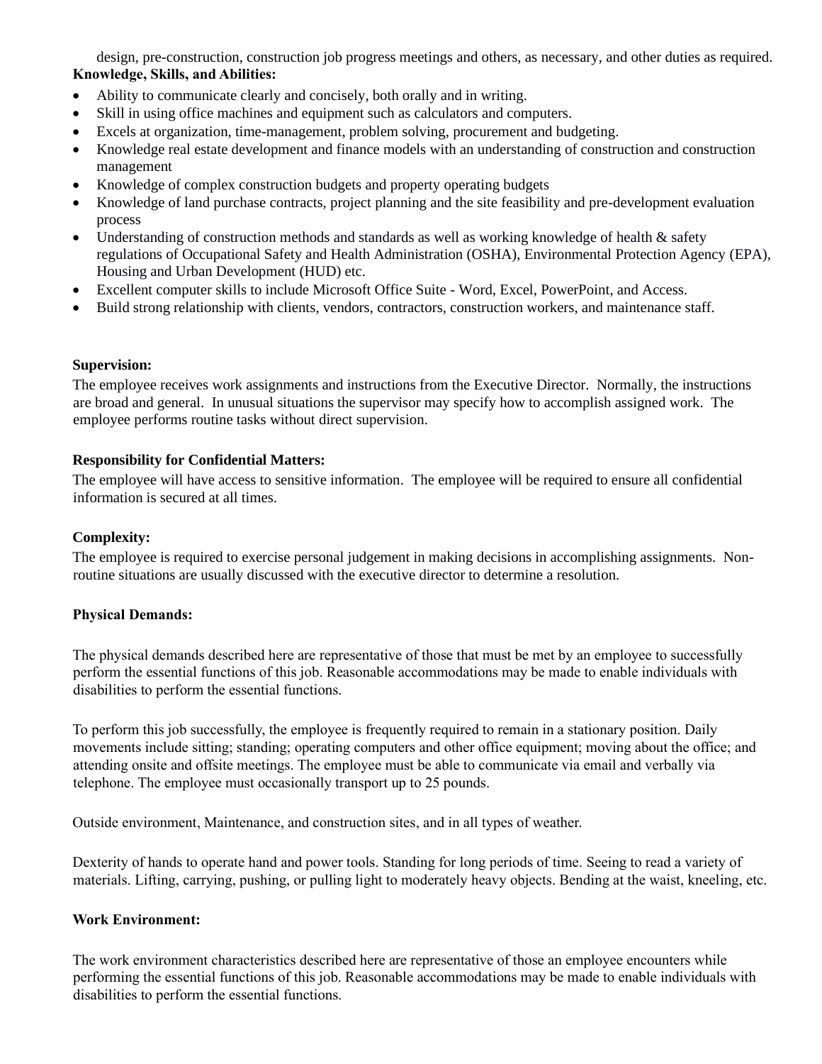design, pre-construction, construction job progress meetings and others, as necessary, and other duties as required.

**Knowledge, Skills, and Abilities:**

- Ability to communicate clearly and concisely, both orally and in writing.
- Skill in using office machines and equipment such as calculators and computers.
- Excels at organization, time-management, problem solving, procurement and budgeting.
- Knowledge real estate development and finance models with an understanding of construction and construction management
- Knowledge of complex construction budgets and property operating budgets
- Knowledge of land purchase contracts, project planning and the site feasibility and pre-development evaluation process
- Understanding of construction methods and standards as well as working knowledge of health & safety regulations of Occupational Safety and Health Administration (OSHA), Environmental Protection Agency (EPA), Housing and Urban Development (HUD) etc.
- Excellent computer skills to include Microsoft Office Suite - Word, Excel, PowerPoint, and Access.
- Build strong relationship with clients, vendors, contractors, construction workers, and maintenance staff.

**Supervision:**

The employee receives work assignments and instructions from the Executive Director. Normally, the instructions are broad and general. In unusual situations the supervisor may specify how to accomplish assigned work. The employee performs routine tasks without direct supervision.

**Responsibility for Confidential Matters:**

The employee will have access to sensitive information. The employee will be required to ensure all confidential information is secured at all times.

**Complexity:**

The employee is required to exercise personal judgement in making decisions in accomplishing assignments. Non-routine situations are usually discussed with the executive director to determine a resolution.

**Physical Demands:**

The physical demands described here are representative of those that must be met by an employee to successfully perform the essential functions of this job. Reasonable accommodations may be made to enable individuals with disabilities to perform the essential functions.

To perform this job successfully, the employee is frequently required to remain in a stationary position. Daily movements include sitting; standing; operating computers and other office equipment; moving about the office; and attending onsite and offsite meetings. The employee must be able to communicate via email and verbally via telephone. The employee must occasionally transport up to 25 pounds.

Outside environment, Maintenance, and construction sites, and in all types of weather.

Dexterity of hands to operate hand and power tools. Standing for long periods of time. Seeing to read a variety of materials. Lifting, carrying, pushing, or pulling light to moderately heavy objects. Bending at the waist, kneeling, etc.

**Work Environment:**

The work environment characteristics described here are representative of those an employee encounters while performing the essential functions of this job. Reasonable accommodations may be made to enable individuals with disabilities to perform the essential functions.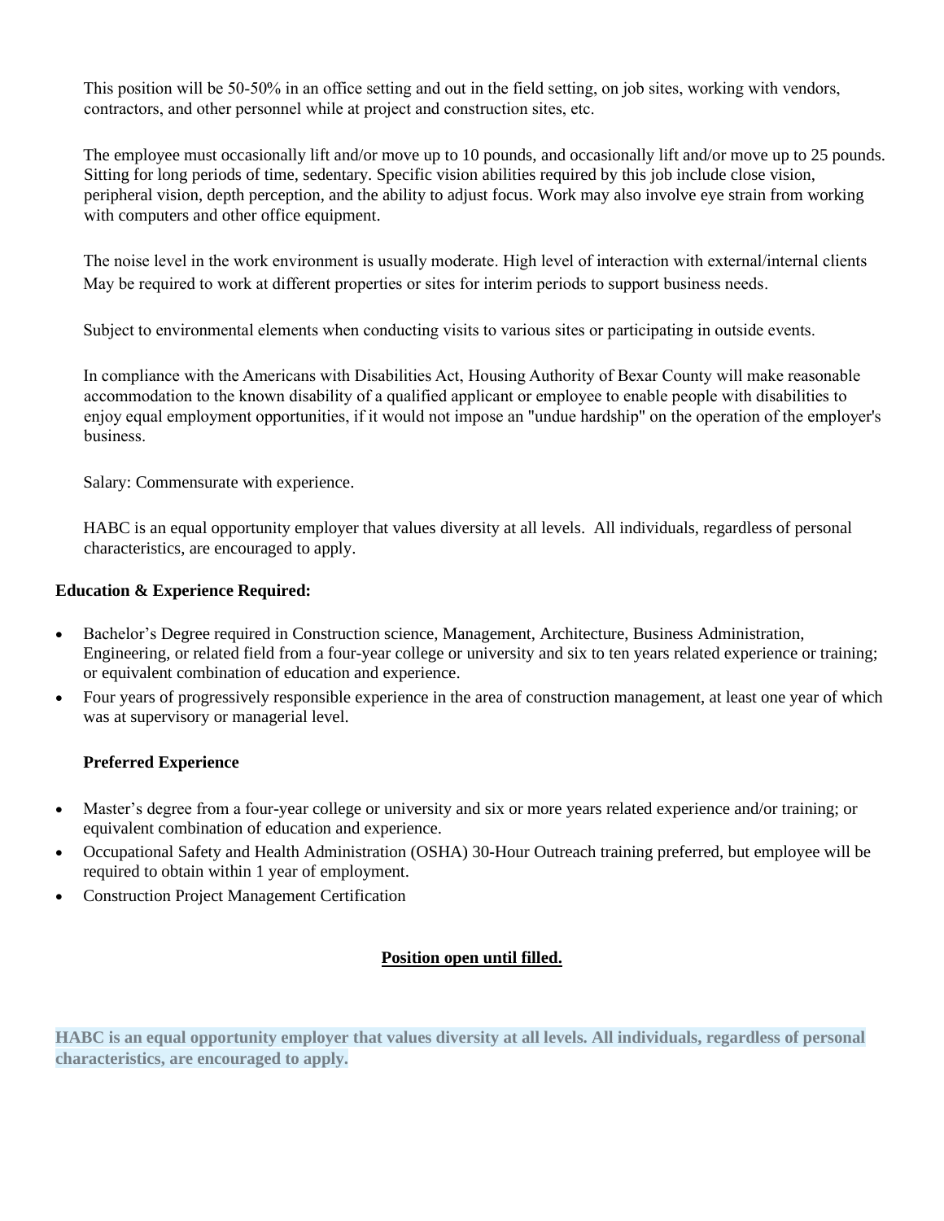This position will be 50-50% in an office setting and out in the field setting, on job sites, working with vendors, contractors, and other personnel while at project and construction sites, etc.

The employee must occasionally lift and/or move up to 10 pounds, and occasionally lift and/or move up to 25 pounds. Sitting for long periods of time, sedentary. Specific vision abilities required by this job include close vision, peripheral vision, depth perception, and the ability to adjust focus. Work may also involve eye strain from working with computers and other office equipment.

The noise level in the work environment is usually moderate. High level of interaction with external/internal clients May be required to work at different properties or sites for interim periods to support business needs.

Subject to environmental elements when conducting visits to various sites or participating in outside events.

In compliance with the Americans with Disabilities Act, Housing Authority of Bexar County will make reasonable accommodation to the known disability of a qualified applicant or employee to enable people with disabilities to enjoy equal employment opportunities, if it would not impose an "undue hardship" on the operation of the employer's business.

Salary: Commensurate with experience.

HABC is an equal opportunity employer that values diversity at all levels. All individuals, regardless of personal characteristics, are encouraged to apply.

**Education & Experience Required:**

- Bachelor's Degree required in Construction science, Management, Architecture, Business Administration, Engineering, or related field from a four-year college or university and six to ten years related experience or training; or equivalent combination of education and experience.
- Four years of progressively responsible experience in the area of construction management, at least one year of which was at supervisory or managerial level.

**Preferred Experience**

- Master's degree from a four-year college or university and six or more years related experience and/or training; or equivalent combination of education and experience.
- Occupational Safety and Health Administration (OSHA) 30-Hour Outreach training preferred, but employee will be required to obtain within 1 year of employment.
- Construction Project Management Certification

**Position open until filled.**

**HABC is an equal opportunity employer that values diversity at all levels. All individuals, regardless of personal characteristics, are encouraged to apply.**